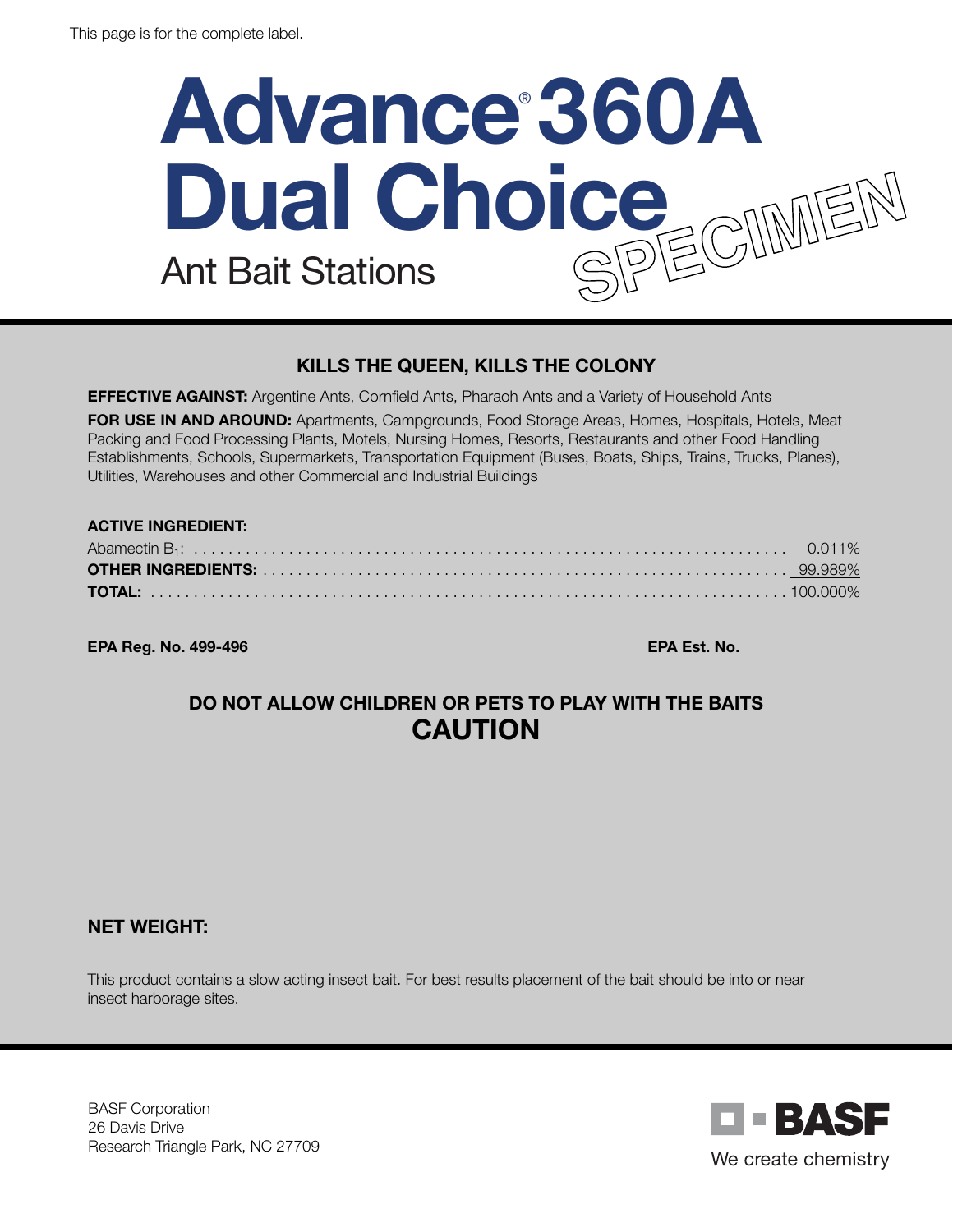This page is for the complete label.

# Advance® 360A Dual Choice

## Ant Bait Stations

SPECIMEN

### KILLS THE QUEEN, KILLS THE COLONY

**EFFECTIVE AGAINST:** Argentine Ants, Cornfield Ants, Pharaoh Ants and a Variety of Household Ants

**FOR USE IN AND AROUND:** Apartments, Campgrounds, Food Storage Areas, Homes, Hospitals, Hotels, Meat Packing and Food Processing Plants, Motels, Nursing Homes, Resorts, Restaurants and other Food Handling Establishments, Schools, Supermarkets, Transportation Equipment (Buses, Boats, Ships, Trains, Trucks, Planes), Utilities, Warehouses and other Commercial and Industrial Buildings

**ACTIVE INGREDIENT:**

| | |
|---|---|
| Abamectin $B_1$: | 0.011% |
| **OTHER INGREDIENTS:** | 99.989% |
| **TOTAL:** | 100.000% |

**EPA Reg. No. 499-496** **EPA Est. No.**

### DO NOT ALLOW CHILDREN OR PETS TO PLAY WITH THE BAITS

## CAUTION

**NET WEIGHT:**

This product contains a slow acting insect bait. For best results placement of the bait should be into or near insect harborage sites.

BASF Corporation
26 Davis Drive
Research Triangle Park, NC 27709

BASF
We create chemistry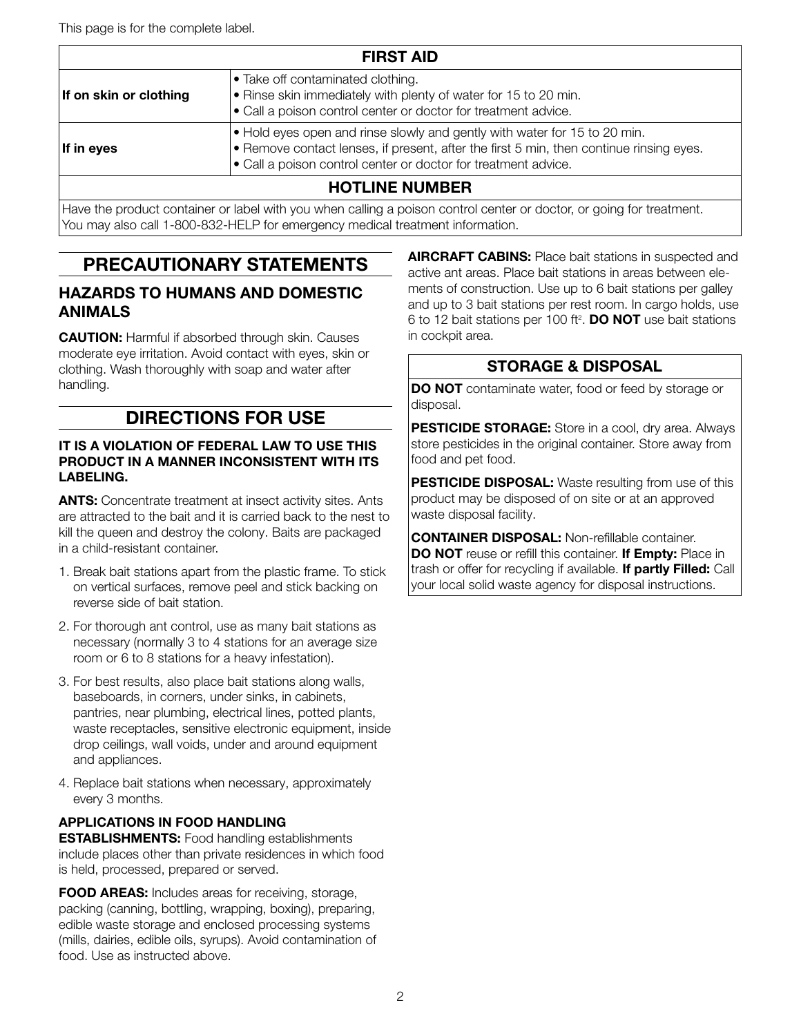This page is for the complete label.

| FIRST AID | |
|---|---|
| **If on skin or clothing** | • Take off contaminated clothing.<br>• Rinse skin immediately with plenty of water for 15 to 20 min.<br>• Call a poison control center or doctor for treatment advice. |
| **If in eyes** | • Hold eyes open and rinse slowly and gently with water for 15 to 20 min.<br>• Remove contact lenses, if present, after the first 5 min, then continue rinsing eyes.<br>• Call a poison control center or doctor for treatment advice. |
| **HOTLINE NUMBER** | |
| Have the product container or label with you when calling a poison control center or doctor, or going for treatment. You may also call 1-800-832-HELP for emergency medical treatment information. | |

## PRECAUTIONARY STATEMENTS

### HAZARDS TO HUMANS AND DOMESTIC ANIMALS

**CAUTION:** Harmful if absorbed through skin. Causes moderate eye irritation. Avoid contact with eyes, skin or clothing. Wash thoroughly with soap and water after handling.

## DIRECTIONS FOR USE

**IT IS A VIOLATION OF FEDERAL LAW TO USE THIS PRODUCT IN A MANNER INCONSISTENT WITH ITS LABELING.**

**ANTS:** Concentrate treatment at insect activity sites. Ants are attracted to the bait and it is carried back to the nest to kill the queen and destroy the colony. Baits are packaged in a child-resistant container.

1. Break bait stations apart from the plastic frame. To stick on vertical surfaces, remove peel and stick backing on reverse side of bait station.
2. For thorough ant control, use as many bait stations as necessary (normally 3 to 4 stations for an average size room or 6 to 8 stations for a heavy infestation).
3. For best results, also place bait stations along walls, baseboards, in corners, under sinks, in cabinets, pantries, near plumbing, electrical lines, potted plants, waste receptacles, sensitive electronic equipment, inside drop ceilings, wall voids, under and around equipment and appliances.
4. Replace bait stations when necessary, approximately every 3 months.

**APPLICATIONS IN FOOD HANDLING ESTABLISHMENTS:** Food handling establishments include places other than private residences in which food is held, processed, prepared or served.

**FOOD AREAS:** Includes areas for receiving, storage, packing (canning, bottling, wrapping, boxing), preparing, edible waste storage and enclosed processing systems (mills, dairies, edible oils, syrups). Avoid contamination of food. Use as instructed above.

**AIRCRAFT CABINS:** Place bait stations in suspected and active ant areas. Place bait stations in areas between elements of construction. Use up to 6 bait stations per galley and up to 3 bait stations per rest room. In cargo holds, use 6 to 12 bait stations per 100 $ft^2$. **DO NOT** use bait stations in cockpit area.

### STORAGE & DISPOSAL

**DO NOT** contaminate water, food or feed by storage or disposal.

**PESTICIDE STORAGE:** Store in a cool, dry area. Always store pesticides in the original container. Store away from food and pet food.

**PESTICIDE DISPOSAL:** Waste resulting from use of this product may be disposed of on site or at an approved waste disposal facility.

**CONTAINER DISPOSAL:** Non-refillable container. **DO NOT** reuse or refill this container. **If Empty:** Place in trash or offer for recycling if available. **If partly Filled:** Call your local solid waste agency for disposal instructions.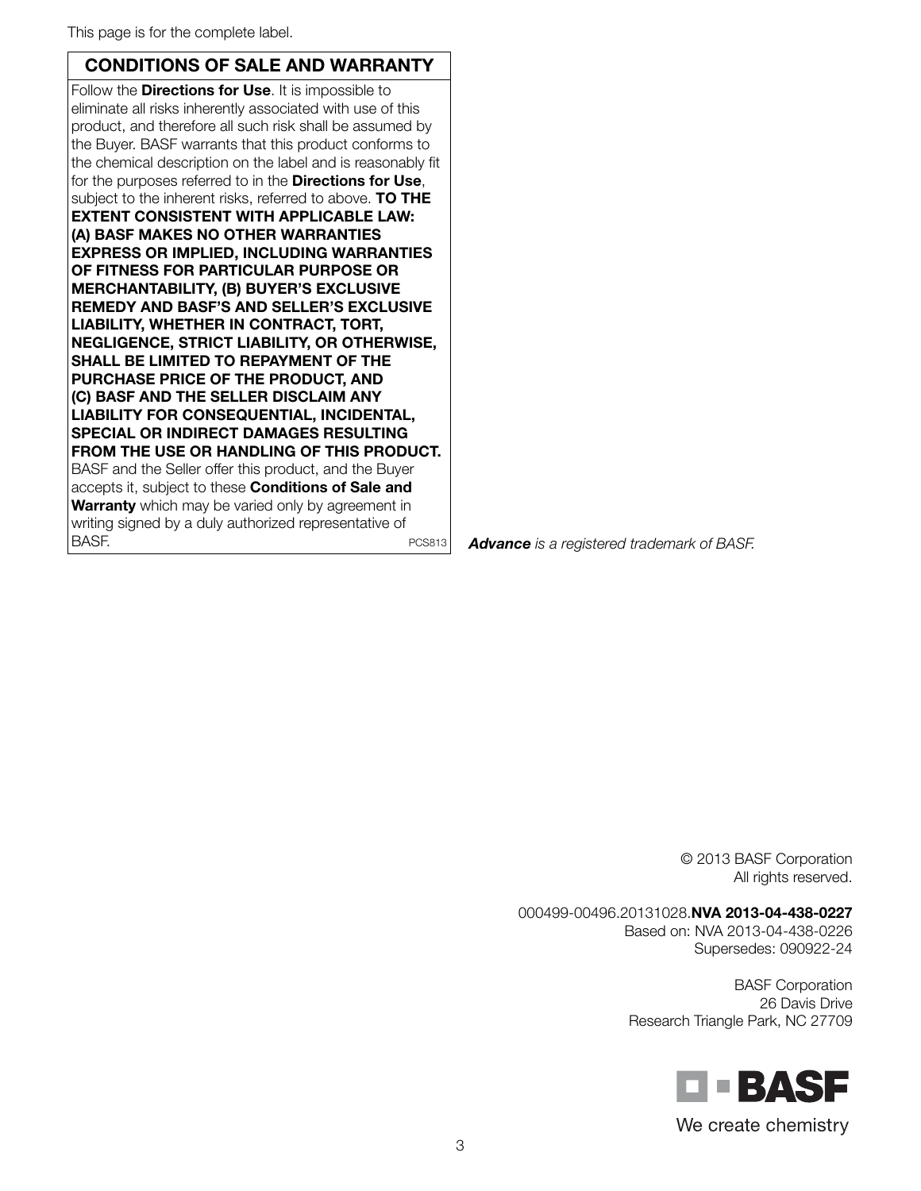This page is for the complete label.

## CONDITIONS OF SALE AND WARRANTY

Follow the **Directions for Use**. It is impossible to eliminate all risks inherently associated with use of this product, and therefore all such risk shall be assumed by the Buyer. BASF warrants that this product conforms to the chemical description on the label and is reasonably fit for the purposes referred to in the **Directions for Use**, subject to the inherent risks, referred to above. **TO THE EXTENT CONSISTENT WITH APPLICABLE LAW: (A) BASF MAKES NO OTHER WARRANTIES EXPRESS OR IMPLIED, INCLUDING WARRANTIES OF FITNESS FOR PARTICULAR PURPOSE OR MERCHANTABILITY, (B) BUYER'S EXCLUSIVE REMEDY AND BASF'S AND SELLER'S EXCLUSIVE LIABILITY, WHETHER IN CONTRACT, TORT, NEGLIGENCE, STRICT LIABILITY, OR OTHERWISE, SHALL BE LIMITED TO REPAYMENT OF THE PURCHASE PRICE OF THE PRODUCT, AND (C) BASF AND THE SELLER DISCLAIM ANY LIABILITY FOR CONSEQUENTIAL, INCIDENTAL, SPECIAL OR INDIRECT DAMAGES RESULTING FROM THE USE OR HANDLING OF THIS PRODUCT.** BASF and the Seller offer this product, and the Buyer accepts it, subject to these **Conditions of Sale and Warranty** which may be varied only by agreement in writing signed by a duly authorized representative of BASF. PCS813

***Advance** is a registered trademark of BASF.*

© 2013 BASF Corporation
All rights reserved.

000499-00496.20131028.**NVA 2013-04-438-0227**
Based on: NVA 2013-04-438-0226
Supersedes: 090922-24

BASF Corporation
26 Davis Drive
Research Triangle Park, NC 27709

BASF
We create chemistry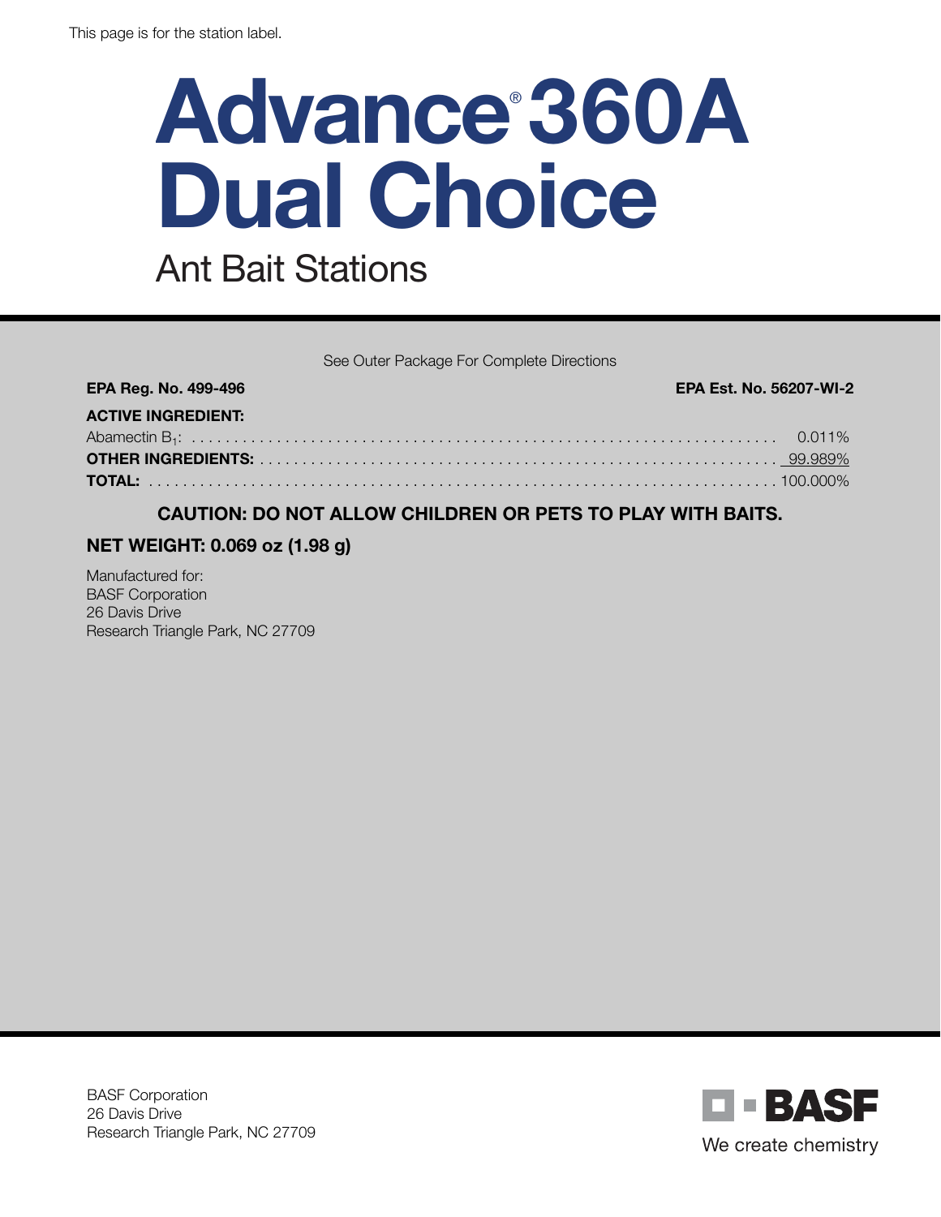This page is for the station label.

# Advance® 360A Dual Choice

## Ant Bait Stations

See Outer Package For Complete Directions

**EPA Reg. No. 499-496** **EPA Est. No. 56207-WI-2**

**ACTIVE INGREDIENT:**

| | |
|---|---|
| Abamectin $B_1$: | 0.011% |
| **OTHER INGREDIENTS:** | 99.989% |
| **TOTAL:** | 100.000% |

**CAUTION: DO NOT ALLOW CHILDREN OR PETS TO PLAY WITH BAITS.**

**NET WEIGHT: 0.069 oz (1.98 g)**

Manufactured for:
BASF Corporation
26 Davis Drive
Research Triangle Park, NC 27709

BASF Corporation
26 Davis Drive
Research Triangle Park, NC 27709

BASF
We create chemistry